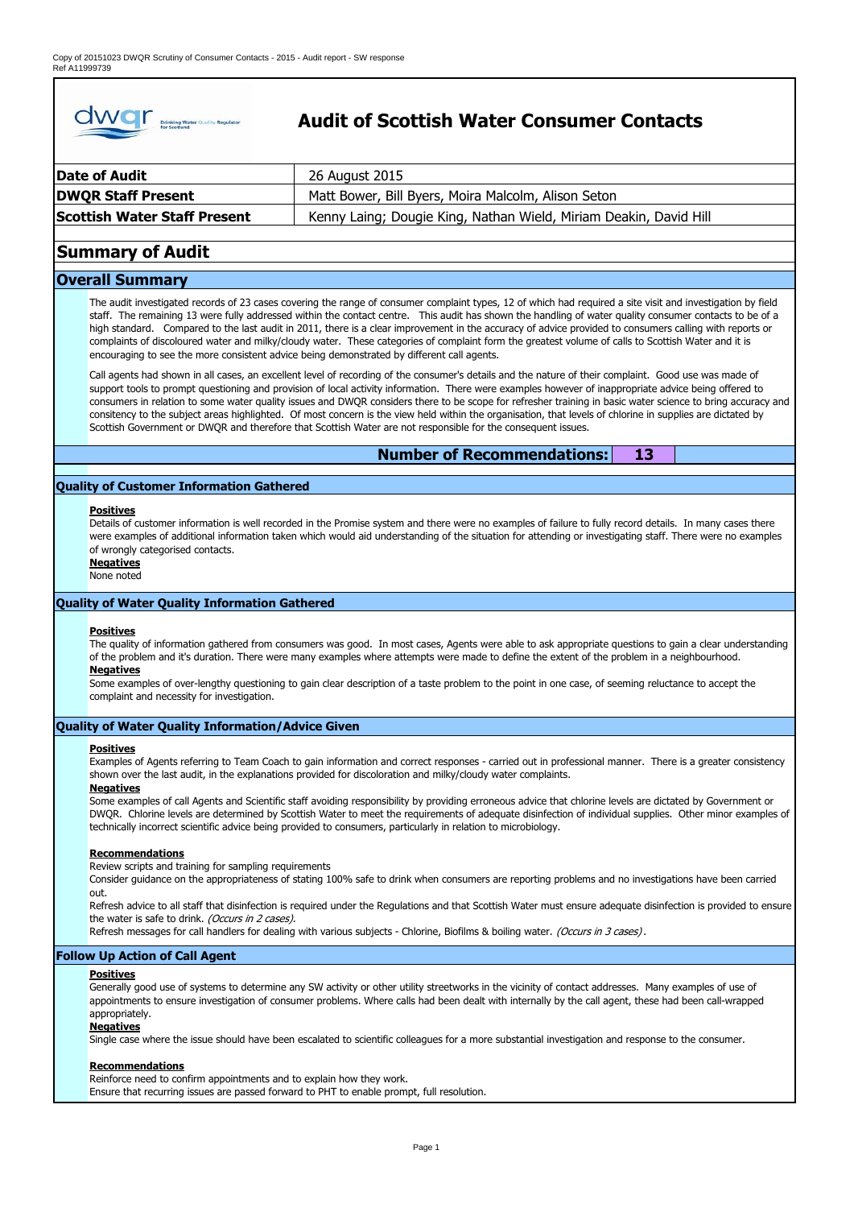Copy of 20151023 DWQR Scrutiny of Consumer Contacts - 2015 - Audit report - SW response
Ref A11999739

# Audit of Scottish Water Consumer Contacts

| | |
|---|---|
| **Date of Audit** | 26 August 2015 |
| **DWQR Staff Present** | Matt Bower, Bill Byers, Moira Malcolm, Alison Seton |
| **Scottish Water Staff Present** | Kenny Laing; Dougie King, Nathan Wield, Miriam Deakin, David Hill |

## Summary of Audit

### Overall Summary

The audit investigated records of 23 cases covering the range of consumer complaint types, 12 of which had required a site visit and investigation by field staff. The remaining 13 were fully addressed within the contact centre. This audit has shown the handling of water quality consumer contacts to be of a high standard. Compared to the last audit in 2011, there is a clear improvement in the accuracy of advice provided to consumers calling with reports or complaints of discoloured water and milky/cloudy water. These categories of complaint form the greatest volume of calls to Scottish Water and it is encouraging to see the more consistent advice being demonstrated by different call agents.

Call agents had shown in all cases, an excellent level of recording of the consumer's details and the nature of their complaint. Good use was made of support tools to prompt questioning and provision of local activity information. There were examples however of inappropriate advice being offered to consumers in relation to some water quality issues and DWQR considers there to be scope for refresher training in basic water science to bring accuracy and consitency to the subject areas highlighted. Of most concern is the view held within the organisation, that levels of chlorine in supplies are dictated by Scottish Government or DWQR and therefore that Scottish Water are not responsible for the consequent issues.

**Number of Recommendations: 13**

### Quality of Customer Information Gathered

**Positives**

Details of customer information is well recorded in the Promise system and there were no examples of failure to fully record details. In many cases there were examples of additional information taken which would aid understanding of the situation for attending or investigating staff. There were no examples of wrongly categorised contacts.

**Negatives**

None noted

### Quality of Water Quality Information Gathered

**Positives**

The quality of information gathered from consumers was good. In most cases, Agents were able to ask appropriate questions to gain a clear understanding of the problem and it's duration. There were many examples where attempts were made to define the extent of the problem in a neighbourhood.

**Negatives**

Some examples of over-lengthy questioning to gain clear description of a taste problem to the point in one case, of seeming reluctance to accept the complaint and necessity for investigation.

### Quality of Water Quality Information/Advice Given

**Positives**

Examples of Agents referring to Team Coach to gain information and correct responses - carried out in professional manner. There is a greater consistency shown over the last audit, in the explanations provided for discoloration and milky/cloudy water complaints.

**Negatives**

Some examples of call Agents and Scientific staff avoiding responsibility by providing erroneous advice that chlorine levels are dictated by Government or DWQR. Chlorine levels are determined by Scottish Water to meet the requirements of adequate disinfection of individual supplies. Other minor examples of technically incorrect scientific advice being provided to consumers, particularly in relation to microbiology.

**Recommendations**

Review scripts and training for sampling requirements

Consider guidance on the appropriateness of stating 100% safe to drink when consumers are reporting problems and no investigations have been carried out.

Refresh advice to all staff that disinfection is required under the Regulations and that Scottish Water must ensure adequate disinfection is provided to ensure the water is safe to drink. *(Occurs in 2 cases).*

Refresh messages for call handlers for dealing with various subjects - Chlorine, Biofilms & boiling water. *(Occurs in 3 cases)*.

### Follow Up Action of Call Agent

**Positives**

Generally good use of systems to determine any SW activity or other utility streetworks in the vicinity of contact addresses. Many examples of use of appointments to ensure investigation of consumer problems. Where calls had been dealt with internally by the call agent, these had been call-wrapped appropriately.

**Negatives**

Single case where the issue should have been escalated to scientific colleagues for a more substantial investigation and response to the consumer.

**Recommendations**

Reinforce need to confirm appointments and to explain how they work.

Ensure that recurring issues are passed forward to PHT to enable prompt, full resolution.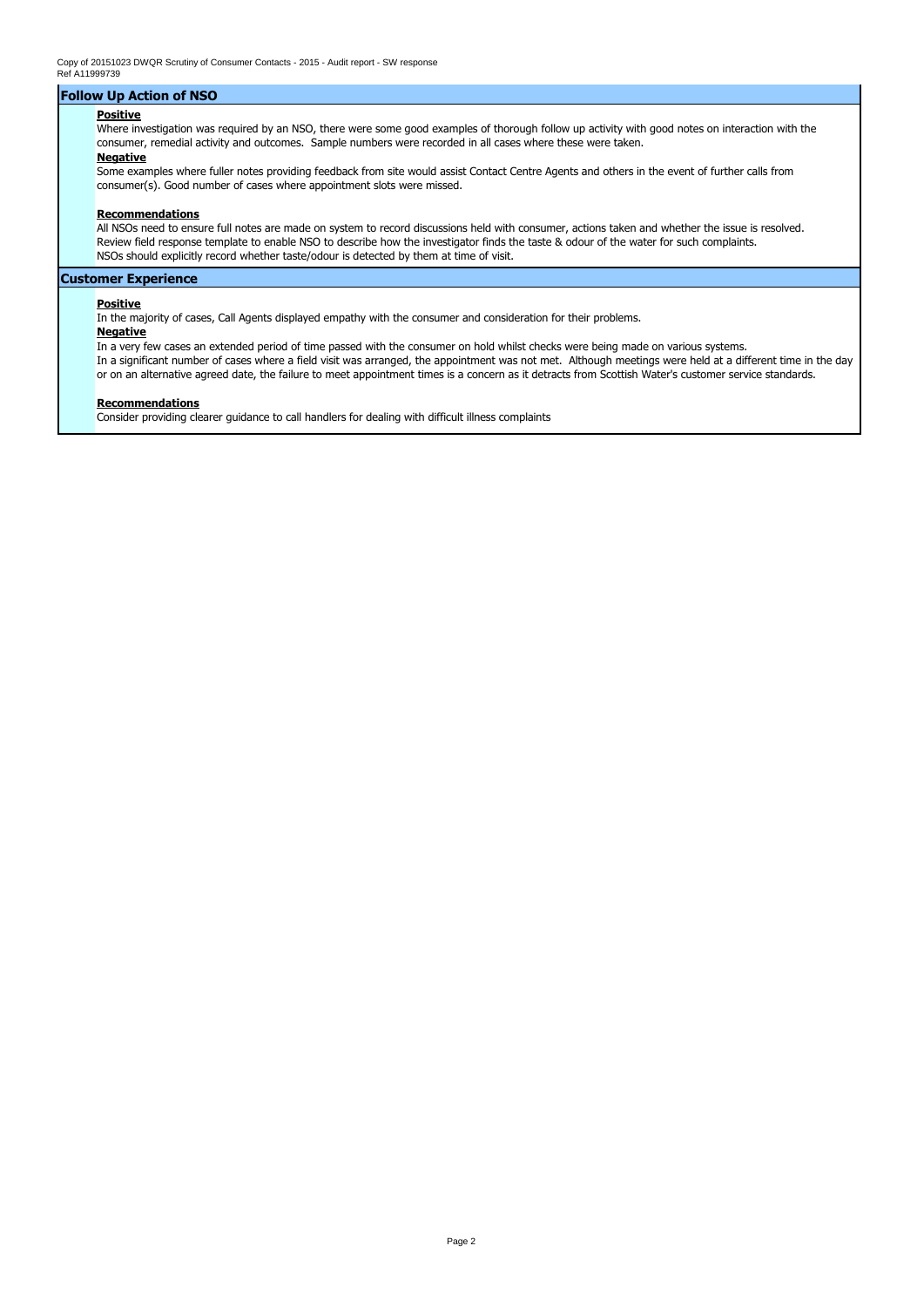## Follow Up Action of NSO

**Positive**

Where investigation was required by an NSO, there were some good examples of thorough follow up activity with good notes on interaction with the consumer, remedial activity and outcomes. Sample numbers were recorded in all cases where these were taken.

**Negative**

Some examples where fuller notes providing feedback from site would assist Contact Centre Agents and others in the event of further calls from consumer(s). Good number of cases where appointment slots were missed.

**Recommendations**

All NSOs need to ensure full notes are made on system to record discussions held with consumer, actions taken and whether the issue is resolved.
Review field response template to enable NSO to describe how the investigator finds the taste & odour of the water for such complaints.
NSOs should explicitly record whether taste/odour is detected by them at time of visit.

## Customer Experience

**Positive**

In the majority of cases, Call Agents displayed empathy with the consumer and consideration for their problems.

**Negative**

In a very few cases an extended period of time passed with the consumer on hold whilst checks were being made on various systems.
In a significant number of cases where a field visit was arranged, the appointment was not met. Although meetings were held at a different time in the day or on an alternative agreed date, the failure to meet appointment times is a concern as it detracts from Scottish Water's customer service standards.

**Recommendations**

Consider providing clearer guidance to call handlers for dealing with difficult illness complaints